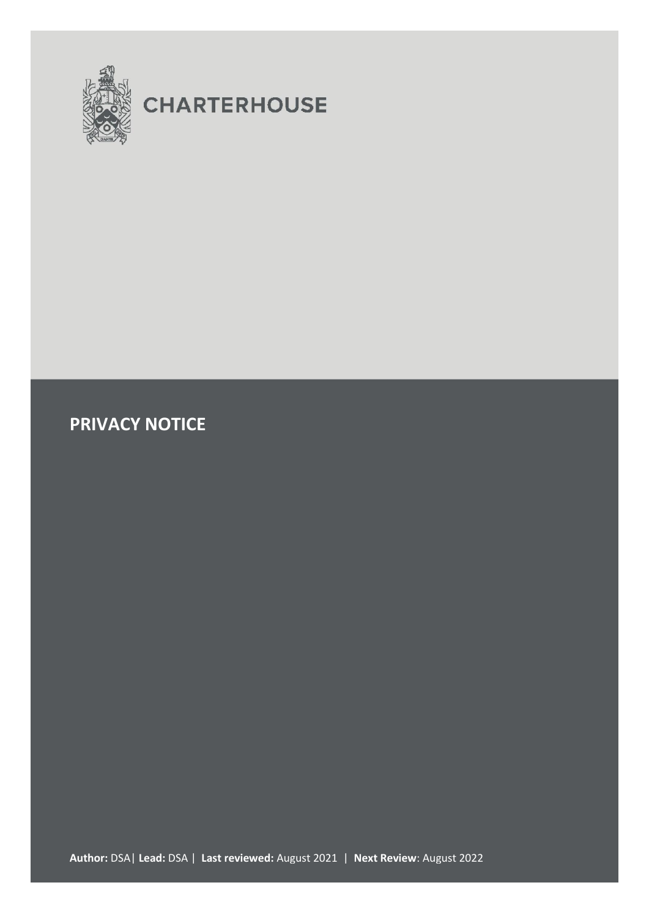CHARTERHOUSE

# PRIVACY NOTICE

**Author:** DSA| **Lead:** DSA | **Last reviewed:** August 2021 | **Next Review**: August 2022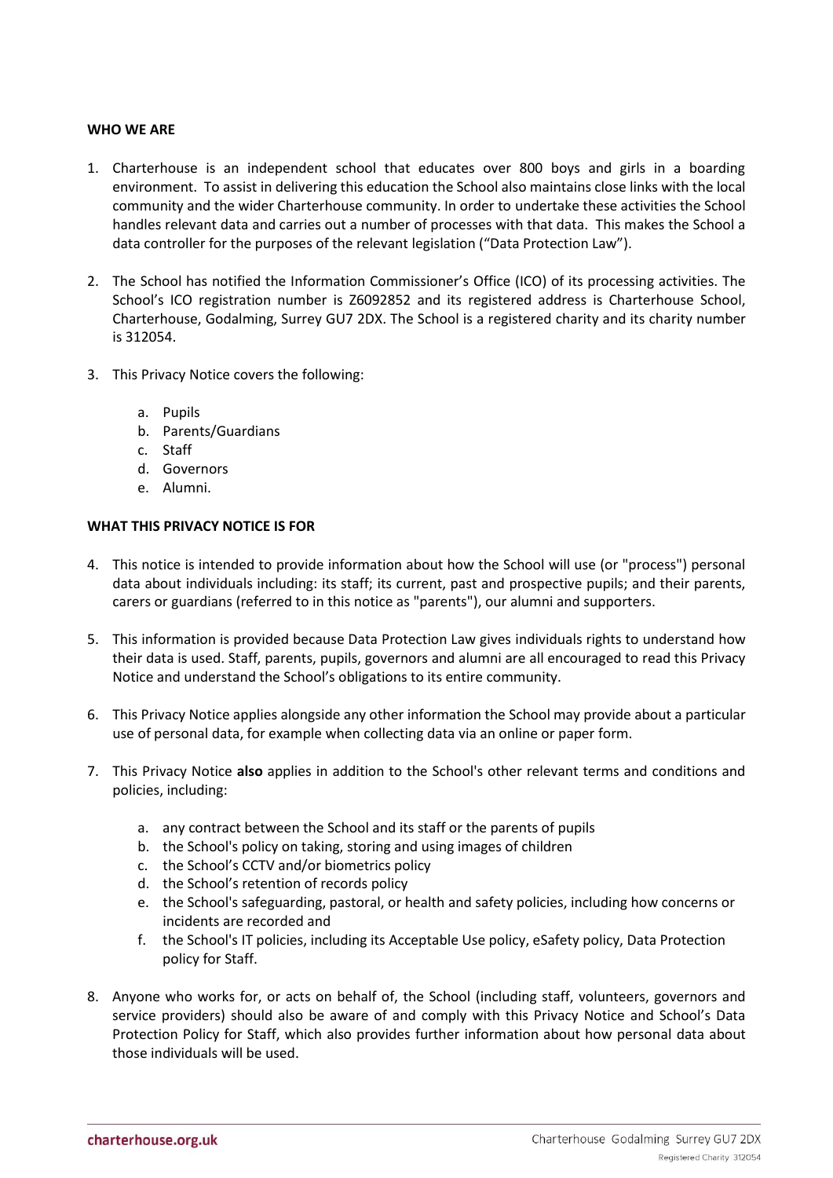## WHO WE ARE

1. Charterhouse is an independent school that educates over 800 boys and girls in a boarding environment. To assist in delivering this education the School also maintains close links with the local community and the wider Charterhouse community. In order to undertake these activities the School handles relevant data and carries out a number of processes with that data. This makes the School a data controller for the purposes of the relevant legislation ("Data Protection Law").

2. The School has notified the Information Commissioner's Office (ICO) of its processing activities. The School's ICO registration number is Z6092852 and its registered address is Charterhouse School, Charterhouse, Godalming, Surrey GU7 2DX. The School is a registered charity and its charity number is 312054.

3. This Privacy Notice covers the following:

    a. Pupils
    b. Parents/Guardians
    c. Staff
    d. Governors
    e. Alumni.

## WHAT THIS PRIVACY NOTICE IS FOR

4. This notice is intended to provide information about how the School will use (or "process") personal data about individuals including: its staff; its current, past and prospective pupils; and their parents, carers or guardians (referred to in this notice as "parents"), our alumni and supporters.

5. This information is provided because Data Protection Law gives individuals rights to understand how their data is used. Staff, parents, pupils, governors and alumni are all encouraged to read this Privacy Notice and understand the School's obligations to its entire community.

6. This Privacy Notice applies alongside any other information the School may provide about a particular use of personal data, for example when collecting data via an online or paper form.

7. This Privacy Notice **also** applies in addition to the School's other relevant terms and conditions and policies, including:

    a. any contract between the School and its staff or the parents of pupils
    b. the School's policy on taking, storing and using images of children
    c. the School's CCTV and/or biometrics policy
    d. the School's retention of records policy
    e. the School's safeguarding, pastoral, or health and safety policies, including how concerns or incidents are recorded and
    f. the School's IT policies, including its Acceptable Use policy, eSafety policy, Data Protection policy for Staff.

8. Anyone who works for, or acts on behalf of, the School (including staff, volunteers, governors and service providers) should also be aware of and comply with this Privacy Notice and School's Data Protection Policy for Staff, which also provides further information about how personal data about those individuals will be used.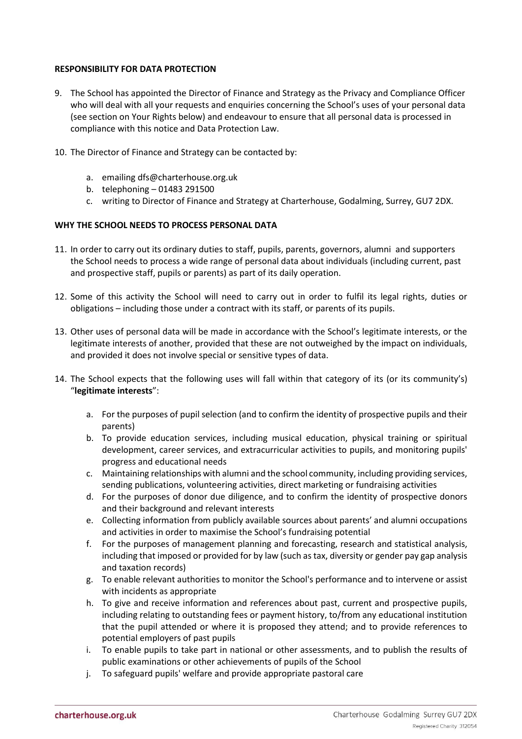**RESPONSIBILITY FOR DATA PROTECTION**

9. The School has appointed the Director of Finance and Strategy as the Privacy and Compliance Officer who will deal with all your requests and enquiries concerning the School's uses of your personal data (see section on Your Rights below) and endeavour to ensure that all personal data is processed in compliance with this notice and Data Protection Law.

10. The Director of Finance and Strategy can be contacted by:

    a. emailing dfs@charterhouse.org.uk
    b. telephoning – 01483 291500
    c. writing to Director of Finance and Strategy at Charterhouse, Godalming, Surrey, GU7 2DX.

**WHY THE SCHOOL NEEDS TO PROCESS PERSONAL DATA**

11. In order to carry out its ordinary duties to staff, pupils, parents, governors, alumni and supporters the School needs to process a wide range of personal data about individuals (including current, past and prospective staff, pupils or parents) as part of its daily operation.

12. Some of this activity the School will need to carry out in order to fulfil its legal rights, duties or obligations – including those under a contract with its staff, or parents of its pupils.

13. Other uses of personal data will be made in accordance with the School's legitimate interests, or the legitimate interests of another, provided that these are not outweighed by the impact on individuals, and provided it does not involve special or sensitive types of data.

14. The School expects that the following uses will fall within that category of its (or its community's) "**legitimate interests**":

    a. For the purposes of pupil selection (and to confirm the identity of prospective pupils and their parents)
    b. To provide education services, including musical education, physical training or spiritual development, career services, and extracurricular activities to pupils, and monitoring pupils' progress and educational needs
    c. Maintaining relationships with alumni and the school community, including providing services, sending publications, volunteering activities, direct marketing or fundraising activities
    d. For the purposes of donor due diligence, and to confirm the identity of prospective donors and their background and relevant interests
    e. Collecting information from publicly available sources about parents' and alumni occupations and activities in order to maximise the School's fundraising potential
    f. For the purposes of management planning and forecasting, research and statistical analysis, including that imposed or provided for by law (such as tax, diversity or gender pay gap analysis and taxation records)
    g. To enable relevant authorities to monitor the School's performance and to intervene or assist with incidents as appropriate
    h. To give and receive information and references about past, current and prospective pupils, including relating to outstanding fees or payment history, to/from any educational institution that the pupil attended or where it is proposed they attend; and to provide references to potential employers of past pupils
    i. To enable pupils to take part in national or other assessments, and to publish the results of public examinations or other achievements of pupils of the School
    j. To safeguard pupils' welfare and provide appropriate pastoral care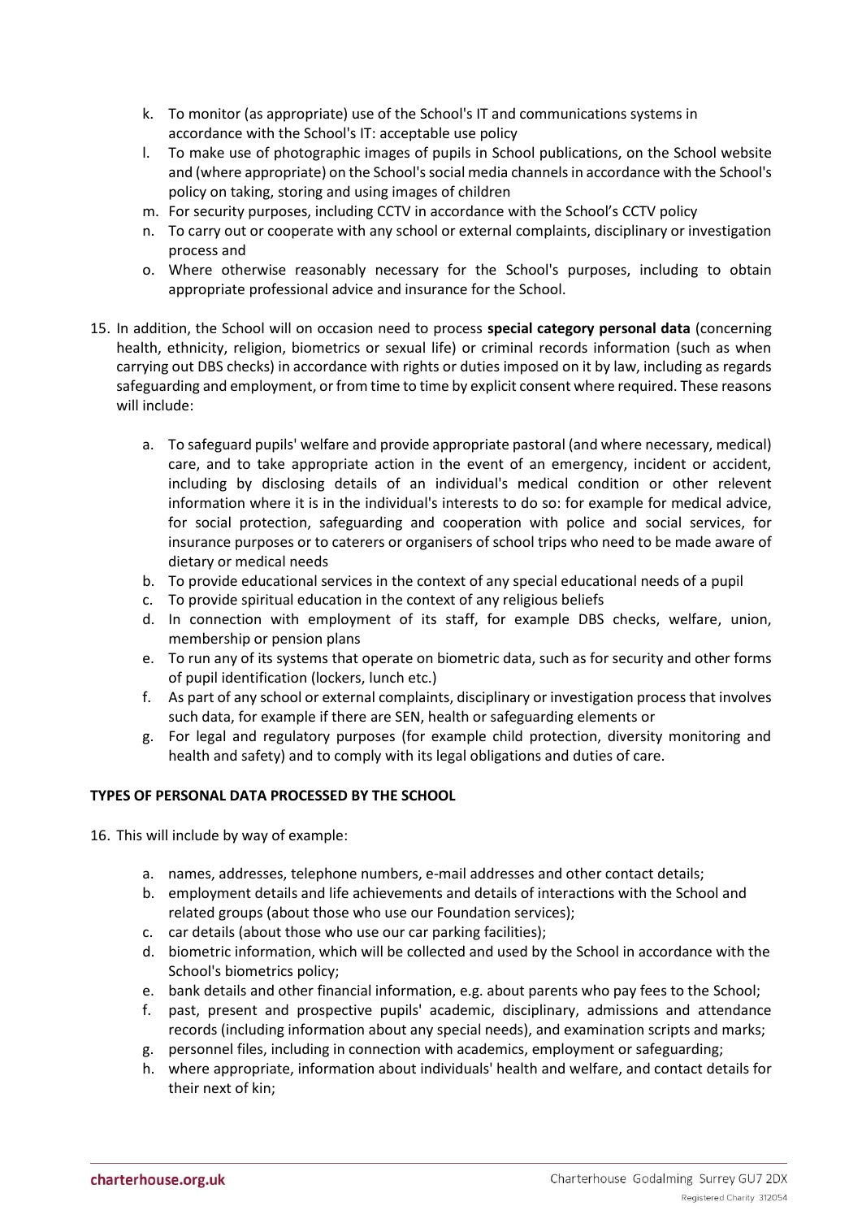k. To monitor (as appropriate) use of the School's IT and communications systems in accordance with the School's IT: acceptable use policy
l. To make use of photographic images of pupils in School publications, on the School website and (where appropriate) on the School's social media channels in accordance with the School's policy on taking, storing and using images of children
m. For security purposes, including CCTV in accordance with the School's CCTV policy
n. To carry out or cooperate with any school or external complaints, disciplinary or investigation process and
o. Where otherwise reasonably necessary for the School's purposes, including to obtain appropriate professional advice and insurance for the School.

15. In addition, the School will on occasion need to process **special category personal data** (concerning health, ethnicity, religion, biometrics or sexual life) or criminal records information (such as when carrying out DBS checks) in accordance with rights or duties imposed on it by law, including as regards safeguarding and employment, or from time to time by explicit consent where required. These reasons will include:

    a. To safeguard pupils' welfare and provide appropriate pastoral (and where necessary, medical) care, and to take appropriate action in the event of an emergency, incident or accident, including by disclosing details of an individual's medical condition or other relevent information where it is in the individual's interests to do so: for example for medical advice, for social protection, safeguarding and cooperation with police and social services, for insurance purposes or to caterers or organisers of school trips who need to be made aware of dietary or medical needs
    b. To provide educational services in the context of any special educational needs of a pupil
    c. To provide spiritual education in the context of any religious beliefs
    d. In connection with employment of its staff, for example DBS checks, welfare, union, membership or pension plans
    e. To run any of its systems that operate on biometric data, such as for security and other forms of pupil identification (lockers, lunch etc.)
    f. As part of any school or external complaints, disciplinary or investigation process that involves such data, for example if there are SEN, health or safeguarding elements or
    g. For legal and regulatory purposes (for example child protection, diversity monitoring and health and safety) and to comply with its legal obligations and duties of care.

**TYPES OF PERSONAL DATA PROCESSED BY THE SCHOOL**

16. This will include by way of example:

    a. names, addresses, telephone numbers, e-mail addresses and other contact details;
    b. employment details and life achievements and details of interactions with the School and related groups (about those who use our Foundation services);
    c. car details (about those who use our car parking facilities);
    d. biometric information, which will be collected and used by the School in accordance with the School's biometrics policy;
    e. bank details and other financial information, e.g. about parents who pay fees to the School;
    f. past, present and prospective pupils' academic, disciplinary, admissions and attendance records (including information about any special needs), and examination scripts and marks;
    g. personnel files, including in connection with academics, employment or safeguarding;
    h. where appropriate, information about individuals' health and welfare, and contact details for their next of kin;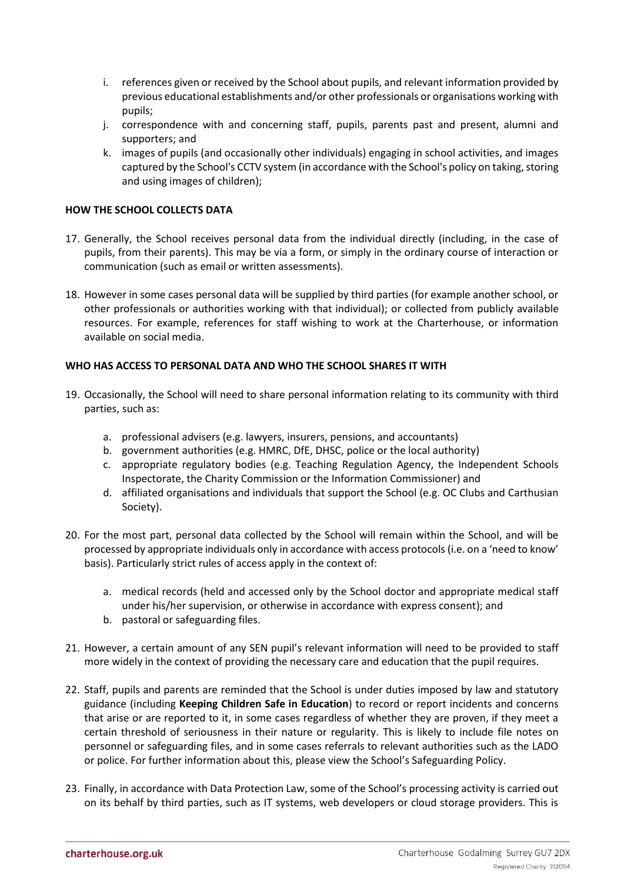i. references given or received by the School about pupils, and relevant information provided by previous educational establishments and/or other professionals or organisations working with pupils;
j. correspondence with and concerning staff, pupils, parents past and present, alumni and supporters; and
k. images of pupils (and occasionally other individuals) engaging in school activities, and images captured by the School's CCTV system (in accordance with the School's policy on taking, storing and using images of children);

**HOW THE SCHOOL COLLECTS DATA**

17. Generally, the School receives personal data from the individual directly (including, in the case of pupils, from their parents). This may be via a form, or simply in the ordinary course of interaction or communication (such as email or written assessments).

18. However in some cases personal data will be supplied by third parties (for example another school, or other professionals or authorities working with that individual); or collected from publicly available resources. For example, references for staff wishing to work at the Charterhouse, or information available on social media.

**WHO HAS ACCESS TO PERSONAL DATA AND WHO THE SCHOOL SHARES IT WITH**

19. Occasionally, the School will need to share personal information relating to its community with third parties, such as:

    a. professional advisers (e.g. lawyers, insurers, pensions, and accountants)
    b. government authorities (e.g. HMRC, DfE, DHSC, police or the local authority)
    c. appropriate regulatory bodies (e.g. Teaching Regulation Agency, the Independent Schools Inspectorate, the Charity Commission or the Information Commissioner) and
    d. affiliated organisations and individuals that support the School (e.g. OC Clubs and Carthusian Society).

20. For the most part, personal data collected by the School will remain within the School, and will be processed by appropriate individuals only in accordance with access protocols (i.e. on a 'need to know' basis). Particularly strict rules of access apply in the context of:

    a. medical records (held and accessed only by the School doctor and appropriate medical staff under his/her supervision, or otherwise in accordance with express consent); and
    b. pastoral or safeguarding files.

21. However, a certain amount of any SEN pupil's relevant information will need to be provided to staff more widely in the context of providing the necessary care and education that the pupil requires.

22. Staff, pupils and parents are reminded that the School is under duties imposed by law and statutory guidance (including **Keeping Children Safe in Education**) to record or report incidents and concerns that arise or are reported to it, in some cases regardless of whether they are proven, if they meet a certain threshold of seriousness in their nature or regularity. This is likely to include file notes on personnel or safeguarding files, and in some cases referrals to relevant authorities such as the LADO or police. For further information about this, please view the School's Safeguarding Policy.

23. Finally, in accordance with Data Protection Law, some of the School's processing activity is carried out on its behalf by third parties, such as IT systems, web developers or cloud storage providers. This is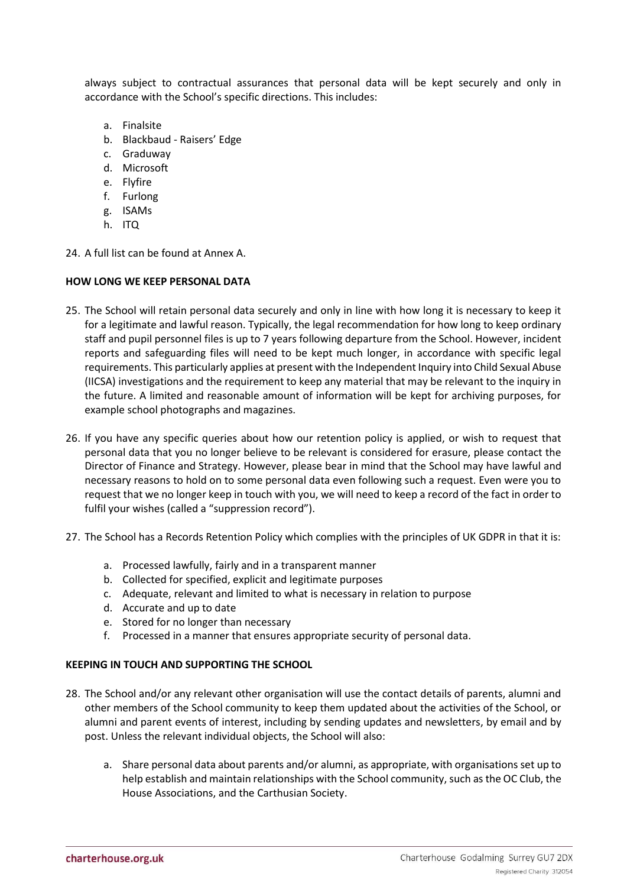always subject to contractual assurances that personal data will be kept securely and only in accordance with the School's specific directions. This includes:

a. Finalsite
b. Blackbaud - Raisers' Edge
c. Graduway
d. Microsoft
e. Flyfire
f. Furlong
g. ISAMs
h. ITQ

24. A full list can be found at Annex A.

**HOW LONG WE KEEP PERSONAL DATA**

25. The School will retain personal data securely and only in line with how long it is necessary to keep it for a legitimate and lawful reason. Typically, the legal recommendation for how long to keep ordinary staff and pupil personnel files is up to 7 years following departure from the School. However, incident reports and safeguarding files will need to be kept much longer, in accordance with specific legal requirements. This particularly applies at present with the Independent Inquiry into Child Sexual Abuse (IICSA) investigations and the requirement to keep any material that may be relevant to the inquiry in the future. A limited and reasonable amount of information will be kept for archiving purposes, for example school photographs and magazines.

26. If you have any specific queries about how our retention policy is applied, or wish to request that personal data that you no longer believe to be relevant is considered for erasure, please contact the Director of Finance and Strategy. However, please bear in mind that the School may have lawful and necessary reasons to hold on to some personal data even following such a request. Even were you to request that we no longer keep in touch with you, we will need to keep a record of the fact in order to fulfil your wishes (called a "suppression record").

27. The School has a Records Retention Policy which complies with the principles of UK GDPR in that it is:

a. Processed lawfully, fairly and in a transparent manner
b. Collected for specified, explicit and legitimate purposes
c. Adequate, relevant and limited to what is necessary in relation to purpose
d. Accurate and up to date
e. Stored for no longer than necessary
f. Processed in a manner that ensures appropriate security of personal data.

**KEEPING IN TOUCH AND SUPPORTING THE SCHOOL**

28. The School and/or any relevant other organisation will use the contact details of parents, alumni and other members of the School community to keep them updated about the activities of the School, or alumni and parent events of interest, including by sending updates and newsletters, by email and by post. Unless the relevant individual objects, the School will also:

a. Share personal data about parents and/or alumni, as appropriate, with organisations set up to help establish and maintain relationships with the School community, such as the OC Club, the House Associations, and the Carthusian Society.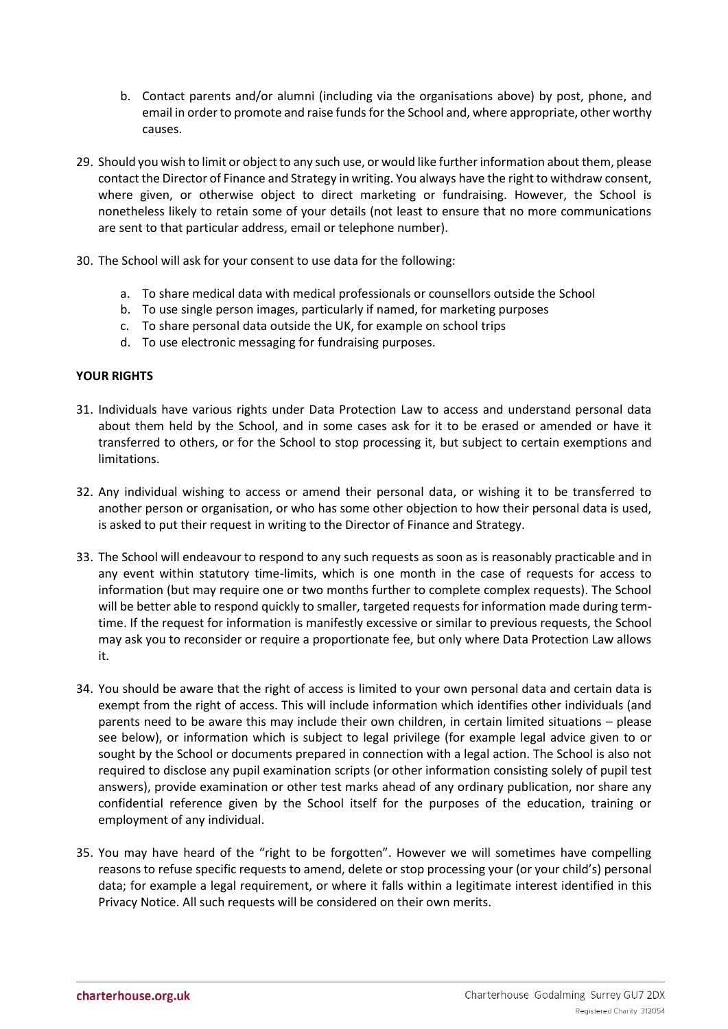b. Contact parents and/or alumni (including via the organisations above) by post, phone, and email in order to promote and raise funds for the School and, where appropriate, other worthy causes.

29. Should you wish to limit or object to any such use, or would like further information about them, please contact the Director of Finance and Strategy in writing. You always have the right to withdraw consent, where given, or otherwise object to direct marketing or fundraising. However, the School is nonetheless likely to retain some of your details (not least to ensure that no more communications are sent to that particular address, email or telephone number).

30. The School will ask for your consent to use data for the following:

    a. To share medical data with medical professionals or counsellors outside the School
    b. To use single person images, particularly if named, for marketing purposes
    c. To share personal data outside the UK, for example on school trips
    d. To use electronic messaging for fundraising purposes.

**YOUR RIGHTS**

31. Individuals have various rights under Data Protection Law to access and understand personal data about them held by the School, and in some cases ask for it to be erased or amended or have it transferred to others, or for the School to stop processing it, but subject to certain exemptions and limitations.

32. Any individual wishing to access or amend their personal data, or wishing it to be transferred to another person or organisation, or who has some other objection to how their personal data is used, is asked to put their request in writing to the Director of Finance and Strategy.

33. The School will endeavour to respond to any such requests as soon as is reasonably practicable and in any event within statutory time-limits, which is one month in the case of requests for access to information (but may require one or two months further to complete complex requests). The School will be better able to respond quickly to smaller, targeted requests for information made during term-time. If the request for information is manifestly excessive or similar to previous requests, the School may ask you to reconsider or require a proportionate fee, but only where Data Protection Law allows it.

34. You should be aware that the right of access is limited to your own personal data and certain data is exempt from the right of access. This will include information which identifies other individuals (and parents need to be aware this may include their own children, in certain limited situations – please see below), or information which is subject to legal privilege (for example legal advice given to or sought by the School or documents prepared in connection with a legal action. The School is also not required to disclose any pupil examination scripts (or other information consisting solely of pupil test answers), provide examination or other test marks ahead of any ordinary publication, nor share any confidential reference given by the School itself for the purposes of the education, training or employment of any individual.

35. You may have heard of the "right to be forgotten". However we will sometimes have compelling reasons to refuse specific requests to amend, delete or stop processing your (or your child's) personal data; for example a legal requirement, or where it falls within a legitimate interest identified in this Privacy Notice. All such requests will be considered on their own merits.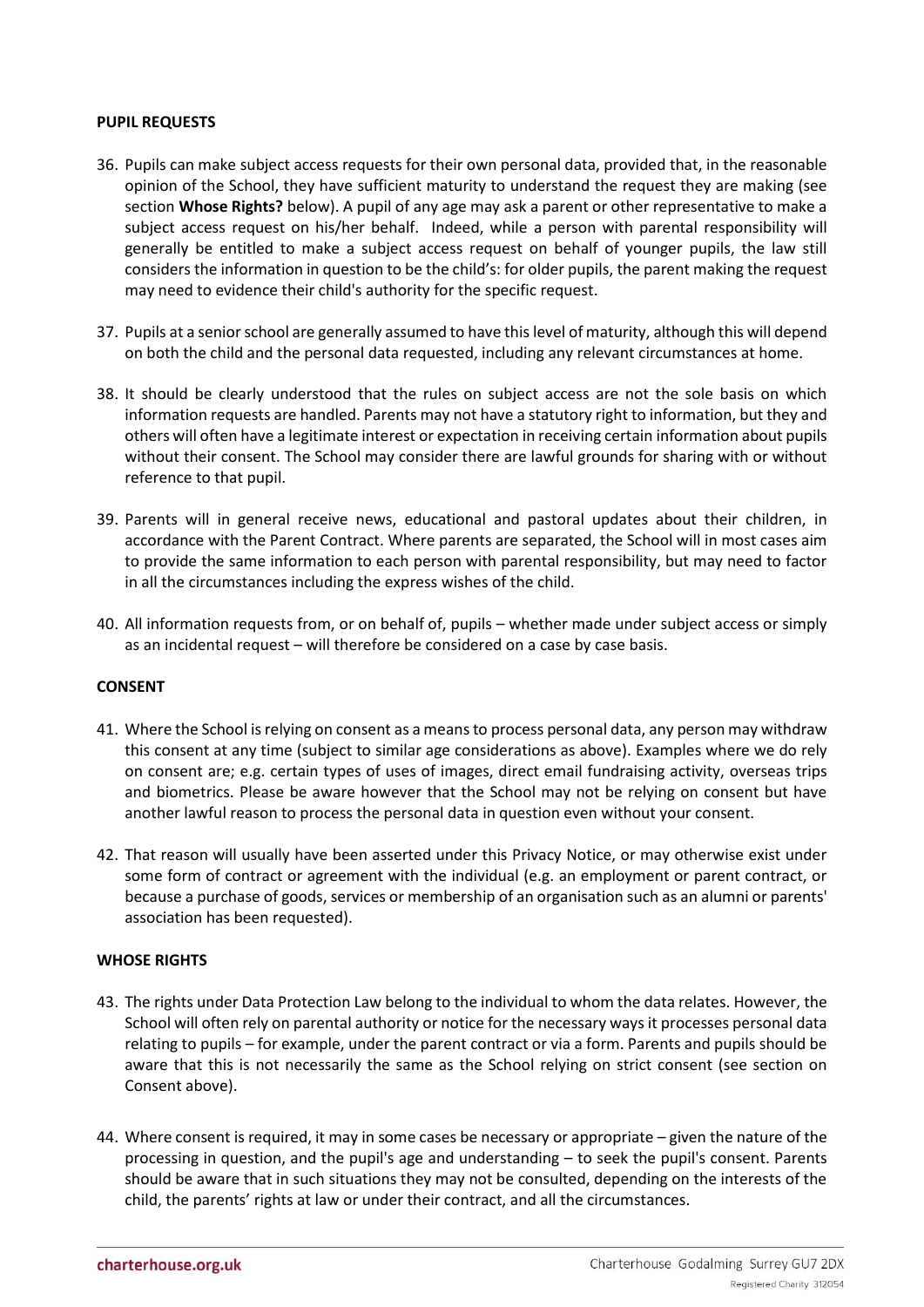**PUPIL REQUESTS**

36. Pupils can make subject access requests for their own personal data, provided that, in the reasonable opinion of the School, they have sufficient maturity to understand the request they are making (see section **Whose Rights?** below). A pupil of any age may ask a parent or other representative to make a subject access request on his/her behalf. Indeed, while a person with parental responsibility will generally be entitled to make a subject access request on behalf of younger pupils, the law still considers the information in question to be the child's: for older pupils, the parent making the request may need to evidence their child's authority for the specific request.

37. Pupils at a senior school are generally assumed to have this level of maturity, although this will depend on both the child and the personal data requested, including any relevant circumstances at home.

38. It should be clearly understood that the rules on subject access are not the sole basis on which information requests are handled. Parents may not have a statutory right to information, but they and others will often have a legitimate interest or expectation in receiving certain information about pupils without their consent. The School may consider there are lawful grounds for sharing with or without reference to that pupil.

39. Parents will in general receive news, educational and pastoral updates about their children, in accordance with the Parent Contract. Where parents are separated, the School will in most cases aim to provide the same information to each person with parental responsibility, but may need to factor in all the circumstances including the express wishes of the child.

40. All information requests from, or on behalf of, pupils – whether made under subject access or simply as an incidental request – will therefore be considered on a case by case basis.

**CONSENT**

41. Where the School is relying on consent as a means to process personal data, any person may withdraw this consent at any time (subject to similar age considerations as above). Examples where we do rely on consent are; e.g. certain types of uses of images, direct email fundraising activity, overseas trips and biometrics. Please be aware however that the School may not be relying on consent but have another lawful reason to process the personal data in question even without your consent.

42. That reason will usually have been asserted under this Privacy Notice, or may otherwise exist under some form of contract or agreement with the individual (e.g. an employment or parent contract, or because a purchase of goods, services or membership of an organisation such as an alumni or parents' association has been requested).

**WHOSE RIGHTS**

43. The rights under Data Protection Law belong to the individual to whom the data relates. However, the School will often rely on parental authority or notice for the necessary ways it processes personal data relating to pupils – for example, under the parent contract or via a form. Parents and pupils should be aware that this is not necessarily the same as the School relying on strict consent (see section on Consent above).

44. Where consent is required, it may in some cases be necessary or appropriate – given the nature of the processing in question, and the pupil's age and understanding – to seek the pupil's consent. Parents should be aware that in such situations they may not be consulted, depending on the interests of the child, the parents' rights at law or under their contract, and all the circumstances.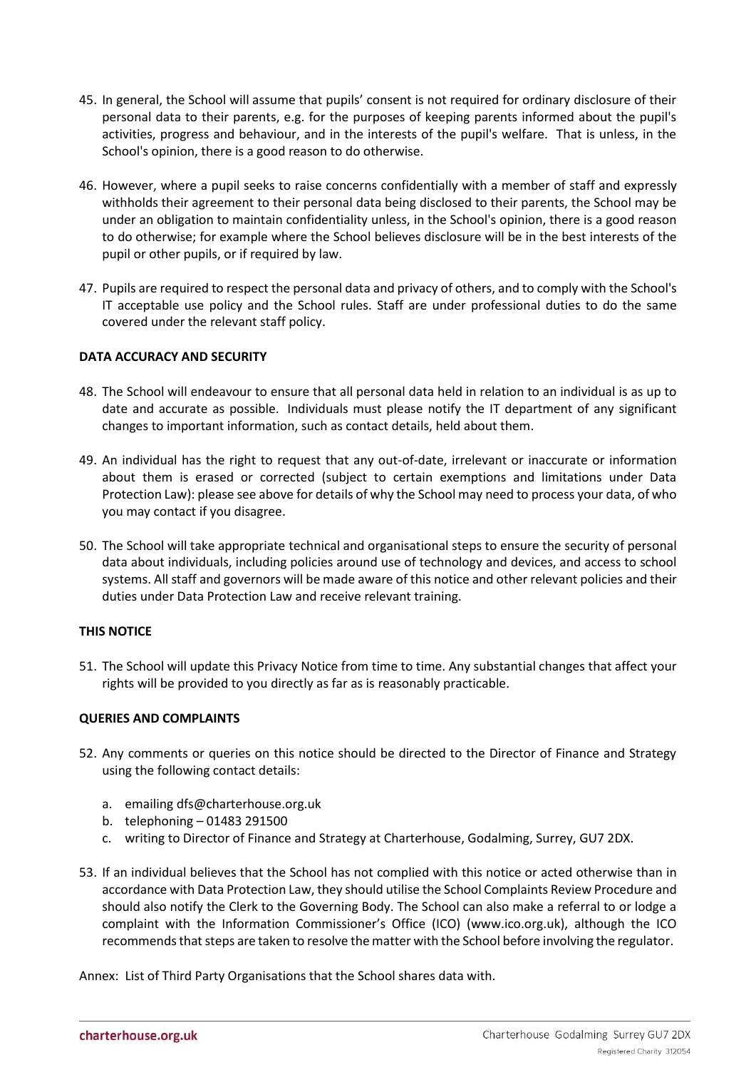45. In general, the School will assume that pupils' consent is not required for ordinary disclosure of their personal data to their parents, e.g. for the purposes of keeping parents informed about the pupil's activities, progress and behaviour, and in the interests of the pupil's welfare. That is unless, in the School's opinion, there is a good reason to do otherwise.

46. However, where a pupil seeks to raise concerns confidentially with a member of staff and expressly withholds their agreement to their personal data being disclosed to their parents, the School may be under an obligation to maintain confidentiality unless, in the School's opinion, there is a good reason to do otherwise; for example where the School believes disclosure will be in the best interests of the pupil or other pupils, or if required by law.

47. Pupils are required to respect the personal data and privacy of others, and to comply with the School's IT acceptable use policy and the School rules. Staff are under professional duties to do the same covered under the relevant staff policy.

**DATA ACCURACY AND SECURITY**

48. The School will endeavour to ensure that all personal data held in relation to an individual is as up to date and accurate as possible. Individuals must please notify the IT department of any significant changes to important information, such as contact details, held about them.

49. An individual has the right to request that any out-of-date, irrelevant or inaccurate or information about them is erased or corrected (subject to certain exemptions and limitations under Data Protection Law): please see above for details of why the School may need to process your data, of who you may contact if you disagree.

50. The School will take appropriate technical and organisational steps to ensure the security of personal data about individuals, including policies around use of technology and devices, and access to school systems. All staff and governors will be made aware of this notice and other relevant policies and their duties under Data Protection Law and receive relevant training.

**THIS NOTICE**

51. The School will update this Privacy Notice from time to time. Any substantial changes that affect your rights will be provided to you directly as far as is reasonably practicable.

**QUERIES AND COMPLAINTS**

52. Any comments or queries on this notice should be directed to the Director of Finance and Strategy using the following contact details:

    a. emailing dfs@charterhouse.org.uk
    b. telephoning – 01483 291500
    c. writing to Director of Finance and Strategy at Charterhouse, Godalming, Surrey, GU7 2DX.

53. If an individual believes that the School has not complied with this notice or acted otherwise than in accordance with Data Protection Law, they should utilise the School Complaints Review Procedure and should also notify the Clerk to the Governing Body. The School can also make a referral to or lodge a complaint with the Information Commissioner's Office (ICO) (www.ico.org.uk), although the ICO recommends that steps are taken to resolve the matter with the School before involving the regulator.

Annex: List of Third Party Organisations that the School shares data with.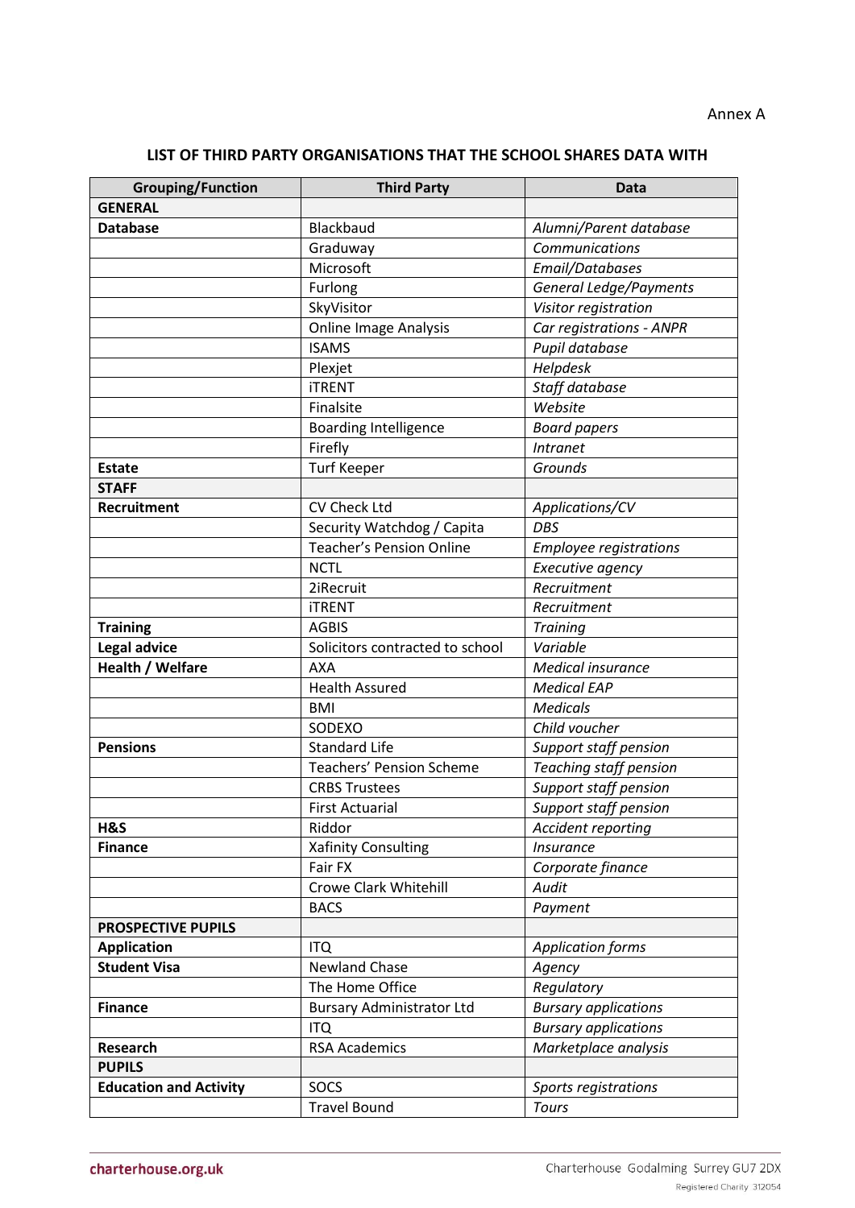Annex A

## LIST OF THIRD PARTY ORGANISATIONS THAT THE SCHOOL SHARES DATA WITH

| Grouping/Function | Third Party | Data |
|---|---|---|
| **GENERAL** | | |
| **Database** | Blackbaud | *Alumni/Parent database* |
| | Graduway | *Communications* |
| | Microsoft | *Email/Databases* |
| | Furlong | *General Ledge/Payments* |
| | SkyVisitor | *Visitor registration* |
| | Online Image Analysis | *Car registrations - ANPR* |
| | ISAMS | *Pupil database* |
| | Plexjet | *Helpdesk* |
| | iTRENT | *Staff database* |
| | Finalsite | *Website* |
| | Boarding Intelligence | *Board papers* |
| | Firefly | *Intranet* |
| **Estate** | Turf Keeper | *Grounds* |
| **STAFF** | | |
| **Recruitment** | CV Check Ltd | *Applications/CV* |
| | Security Watchdog / Capita | *DBS* |
| | Teacher's Pension Online | *Employee registrations* |
| | NCTL | *Executive agency* |
| | 2iRecruit | *Recruitment* |
| | iTRENT | *Recruitment* |
| **Training** | AGBIS | *Training* |
| **Legal advice** | Solicitors contracted to school | *Variable* |
| **Health / Welfare** | AXA | *Medical insurance* |
| | Health Assured | *Medical EAP* |
| | BMI | *Medicals* |
| | SODEXO | *Child voucher* |
| **Pensions** | Standard Life | *Support staff pension* |
| | Teachers' Pension Scheme | *Teaching staff pension* |
| | CRBS Trustees | *Support staff pension* |
| | First Actuarial | *Support staff pension* |
| **H&S** | Riddor | *Accident reporting* |
| **Finance** | Xafinity Consulting | *Insurance* |
| | Fair FX | *Corporate finance* |
| | Crowe Clark Whitehill | *Audit* |
| | BACS | *Payment* |
| **PROSPECTIVE PUPILS** | | |
| **Application** | ITQ | *Application forms* |
| **Student Visa** | Newland Chase | *Agency* |
| | The Home Office | *Regulatory* |
| **Finance** | Bursary Administrator Ltd | *Bursary applications* |
| | ITQ | *Bursary applications* |
| **Research** | RSA Academics | *Marketplace analysis* |
| **PUPILS** | | |
| **Education and Activity** | SOCS | *Sports registrations* |
| | Travel Bound | *Tours* |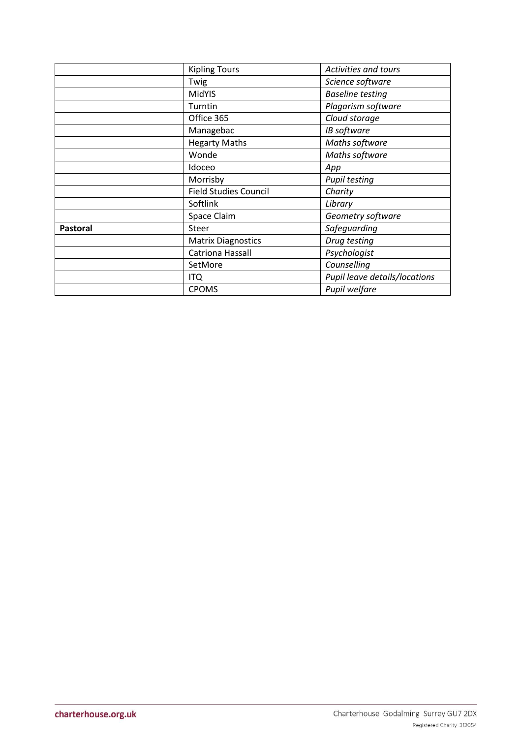| | | |
|---|---|---|
| | Kipling Tours | *Activities and tours* |
| | Twig | *Science software* |
| | MidYIS | *Baseline testing* |
| | Turntin | *Plagarism software* |
| | Office 365 | *Cloud storage* |
| | Managebac | *IB software* |
| | Hegarty Maths | *Maths software* |
| | Wonde | *Maths software* |
| | Idoceo | *App* |
| | Morrisby | *Pupil testing* |
| | Field Studies Council | *Charity* |
| | Softlink | *Library* |
| | Space Claim | *Geometry software* |
| **Pastoral** | Steer | *Safeguarding* |
| | Matrix Diagnostics | *Drug testing* |
| | Catriona Hassall | *Psychologist* |
| | SetMore | *Counselling* |
| | ITQ | *Pupil leave details/locations* |
| | CPOMS | *Pupil welfare* |